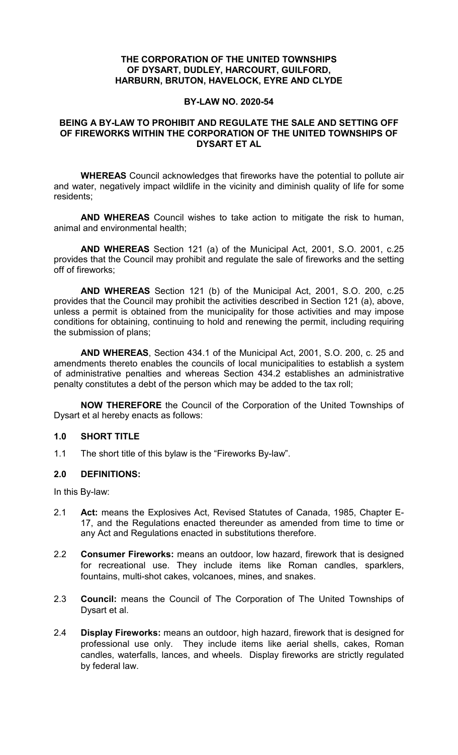**THE CORPORATION OF THE UNITED TOWNSHIPS OF DYSART, DUDLEY, HARCOURT, GUILFORD, HARBURN, BRUTON, HAVELOCK, EYRE AND CLYDE**

**BY-LAW NO. 2020-54**

**BEING A BY-LAW TO PROHIBIT AND REGULATE THE SALE AND SETTING OFF OF FIREWORKS WITHIN THE CORPORATION OF THE UNITED TOWNSHIPS OF DYSART ET AL**

**WHEREAS** Council acknowledges that fireworks have the potential to pollute air and water, negatively impact wildlife in the vicinity and diminish quality of life for some residents;

**AND WHEREAS** Council wishes to take action to mitigate the risk to human, animal and environmental health;

**AND WHEREAS** Section 121 (a) of the Municipal Act, 2001, S.O. 2001, c.25 provides that the Council may prohibit and regulate the sale of fireworks and the setting off of fireworks;

**AND WHEREAS** Section 121 (b) of the Municipal Act, 2001, S.O. 200, c.25 provides that the Council may prohibit the activities described in Section 121 (a), above, unless a permit is obtained from the municipality for those activities and may impose conditions for obtaining, continuing to hold and renewing the permit, including requiring the submission of plans;

**AND WHEREAS**, Section 434.1 of the Municipal Act, 2001, S.O. 200, c. 25 and amendments thereto enables the councils of local municipalities to establish a system of administrative penalties and whereas Section 434.2 establishes an administrative penalty constitutes a debt of the person which may be added to the tax roll;

**NOW THEREFORE** the Council of the Corporation of the United Townships of Dysart et al hereby enacts as follows:

## 1.0 SHORT TITLE

1.1 The short title of this bylaw is the "Fireworks By-law".

## 2.0 DEFINITIONS:

In this By-law:

2.1 **Act:** means the Explosives Act, Revised Statutes of Canada, 1985, Chapter E-17, and the Regulations enacted thereunder as amended from time to time or any Act and Regulations enacted in substitutions therefore.

2.2 **Consumer Fireworks:** means an outdoor, low hazard, firework that is designed for recreational use. They include items like Roman candles, sparklers, fountains, multi-shot cakes, volcanoes, mines, and snakes.

2.3 **Council:** means the Council of The Corporation of The United Townships of Dysart et al.

2.4 **Display Fireworks:** means an outdoor, high hazard, firework that is designed for professional use only. They include items like aerial shells, cakes, Roman candles, waterfalls, lances, and wheels. Display fireworks are strictly regulated by federal law.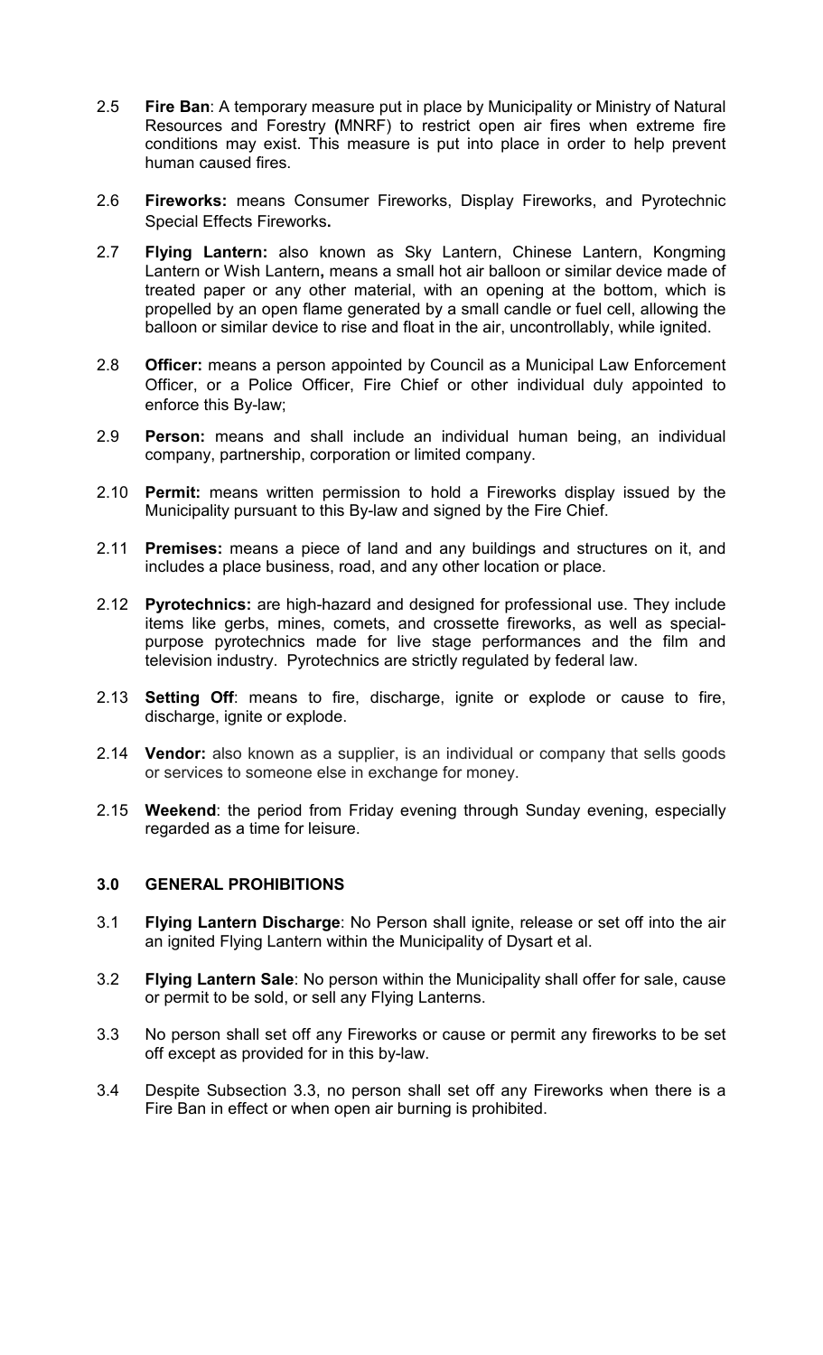2.5 **Fire Ban**: A temporary measure put in place by Municipality or Ministry of Natural Resources and Forestry **(**MNRF) to restrict open air fires when extreme fire conditions may exist. This measure is put into place in order to help prevent human caused fires.

2.6 **Fireworks:** means Consumer Fireworks, Display Fireworks, and Pyrotechnic Special Effects Fireworks**.**

2.7 **Flying Lantern:** also known as Sky Lantern, Chinese Lantern, Kongming Lantern or Wish Lantern**,** means a small hot air balloon or similar device made of treated paper or any other material, with an opening at the bottom, which is propelled by an open flame generated by a small candle or fuel cell, allowing the balloon or similar device to rise and float in the air, uncontrollably, while ignited.

2.8 **Officer:** means a person appointed by Council as a Municipal Law Enforcement Officer, or a Police Officer, Fire Chief or other individual duly appointed to enforce this By-law;

2.9 **Person:** means and shall include an individual human being, an individual company, partnership, corporation or limited company.

2.10 **Permit:** means written permission to hold a Fireworks display issued by the Municipality pursuant to this By-law and signed by the Fire Chief.

2.11 **Premises:** means a piece of land and any buildings and structures on it, and includes a place business, road, and any other location or place.

2.12 **Pyrotechnics:** are high-hazard and designed for professional use. They include items like gerbs, mines, comets, and crossette fireworks, as well as special-purpose pyrotechnics made for live stage performances and the film and television industry. Pyrotechnics are strictly regulated by federal law.

2.13 **Setting Off**: means to fire, discharge, ignite or explode or cause to fire, discharge, ignite or explode.

2.14 **Vendor:** also known as a supplier, is an individual or company that sells goods or services to someone else in exchange for money.

2.15 **Weekend**: the period from Friday evening through Sunday evening, especially regarded as a time for leisure.

## 3.0 GENERAL PROHIBITIONS

3.1 **Flying Lantern Discharge**: No Person shall ignite, release or set off into the air an ignited Flying Lantern within the Municipality of Dysart et al.

3.2 **Flying Lantern Sale**: No person within the Municipality shall offer for sale, cause or permit to be sold, or sell any Flying Lanterns.

3.3 No person shall set off any Fireworks or cause or permit any fireworks to be set off except as provided for in this by-law.

3.4 Despite Subsection 3.3, no person shall set off any Fireworks when there is a Fire Ban in effect or when open air burning is prohibited.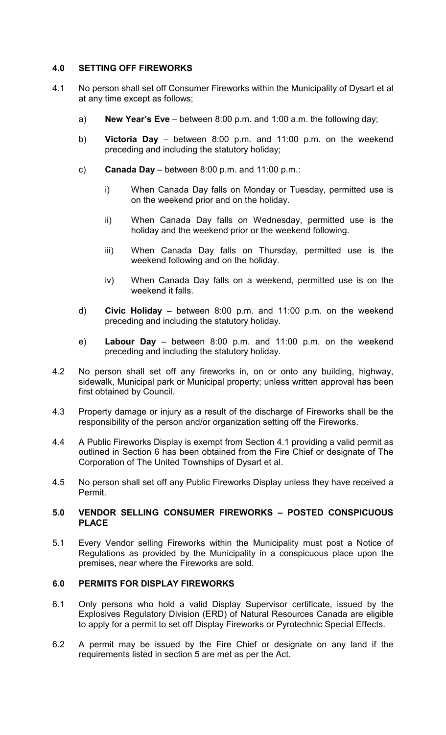## 4.0 SETTING OFF FIREWORKS

4.1 No person shall set off Consumer Fireworks within the Municipality of Dysart et al at any time except as follows;

a) **New Year's Eve** – between 8:00 p.m. and 1:00 a.m. the following day;

b) **Victoria Day** – between 8:00 p.m. and 11:00 p.m. on the weekend preceding and including the statutory holiday;

c) **Canada Day** – between 8:00 p.m. and 11:00 p.m.:

i) When Canada Day falls on Monday or Tuesday, permitted use is on the weekend prior and on the holiday.

ii) When Canada Day falls on Wednesday, permitted use is the holiday and the weekend prior or the weekend following.

iii) When Canada Day falls on Thursday, permitted use is the weekend following and on the holiday.

iv) When Canada Day falls on a weekend, permitted use is on the weekend it falls.

d) **Civic Holiday** – between 8:00 p.m. and 11:00 p.m. on the weekend preceding and including the statutory holiday.

e) **Labour Day** – between 8:00 p.m. and 11:00 p.m. on the weekend preceding and including the statutory holiday.

4.2 No person shall set off any fireworks in, on or onto any building, highway, sidewalk, Municipal park or Municipal property; unless written approval has been first obtained by Council.

4.3 Property damage or injury as a result of the discharge of Fireworks shall be the responsibility of the person and/or organization setting off the Fireworks.

4.4 A Public Fireworks Display is exempt from Section 4.1 providing a valid permit as outlined in Section 6 has been obtained from the Fire Chief or designate of The Corporation of The United Townships of Dysart et al.

4.5 No person shall set off any Public Fireworks Display unless they have received a Permit.

## 5.0 VENDOR SELLING CONSUMER FIREWORKS – POSTED CONSPICUOUS PLACE

5.1 Every Vendor selling Fireworks within the Municipality must post a Notice of Regulations as provided by the Municipality in a conspicuous place upon the premises, near where the Fireworks are sold.

## 6.0 PERMITS FOR DISPLAY FIREWORKS

6.1 Only persons who hold a valid Display Supervisor certificate, issued by the Explosives Regulatory Division (ERD) of Natural Resources Canada are eligible to apply for a permit to set off Display Fireworks or Pyrotechnic Special Effects.

6.2 A permit may be issued by the Fire Chief or designate on any land if the requirements listed in section 5 are met as per the Act.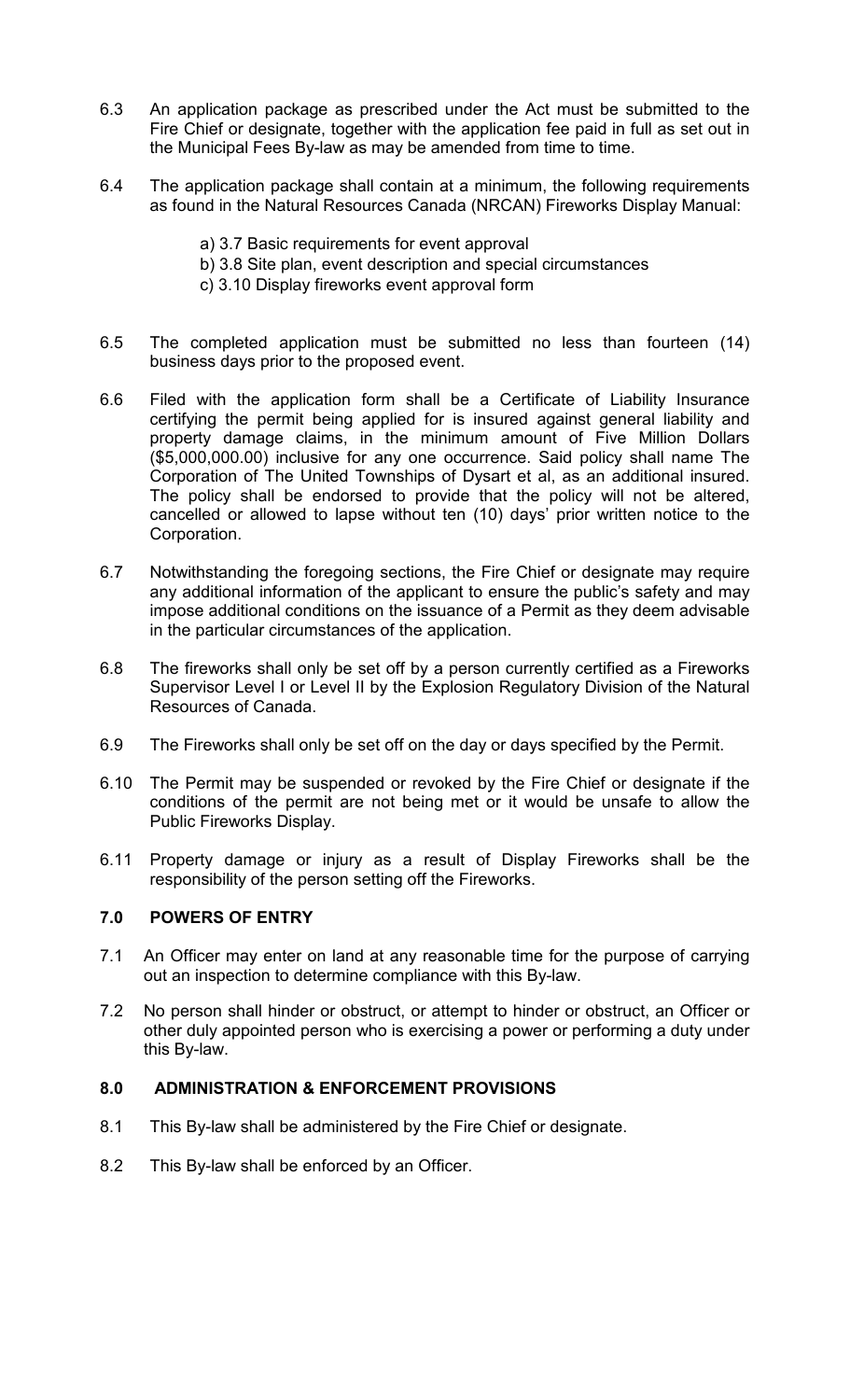6.3 An application package as prescribed under the Act must be submitted to the Fire Chief or designate, together with the application fee paid in full as set out in the Municipal Fees By-law as may be amended from time to time.

6.4 The application package shall contain at a minimum, the following requirements as found in the Natural Resources Canada (NRCAN) Fireworks Display Manual:

a) 3.7 Basic requirements for event approval
b) 3.8 Site plan, event description and special circumstances
c) 3.10 Display fireworks event approval form

6.5 The completed application must be submitted no less than fourteen (14) business days prior to the proposed event.

6.6 Filed with the application form shall be a Certificate of Liability Insurance certifying the permit being applied for is insured against general liability and property damage claims, in the minimum amount of Five Million Dollars ($5,000,000.00) inclusive for any one occurrence. Said policy shall name The Corporation of The United Townships of Dysart et al, as an additional insured. The policy shall be endorsed to provide that the policy will not be altered, cancelled or allowed to lapse without ten (10) days' prior written notice to the Corporation.

6.7 Notwithstanding the foregoing sections, the Fire Chief or designate may require any additional information of the applicant to ensure the public's safety and may impose additional conditions on the issuance of a Permit as they deem advisable in the particular circumstances of the application.

6.8 The fireworks shall only be set off by a person currently certified as a Fireworks Supervisor Level I or Level II by the Explosion Regulatory Division of the Natural Resources of Canada.

6.9 The Fireworks shall only be set off on the day or days specified by the Permit.

6.10 The Permit may be suspended or revoked by the Fire Chief or designate if the conditions of the permit are not being met or it would be unsafe to allow the Public Fireworks Display.

6.11 Property damage or injury as a result of Display Fireworks shall be the responsibility of the person setting off the Fireworks.

## 7.0 POWERS OF ENTRY

7.1 An Officer may enter on land at any reasonable time for the purpose of carrying out an inspection to determine compliance with this By-law.

7.2 No person shall hinder or obstruct, or attempt to hinder or obstruct, an Officer or other duly appointed person who is exercising a power or performing a duty under this By-law.

## 8.0 ADMINISTRATION & ENFORCEMENT PROVISIONS

8.1 This By-law shall be administered by the Fire Chief or designate.

8.2 This By-law shall be enforced by an Officer.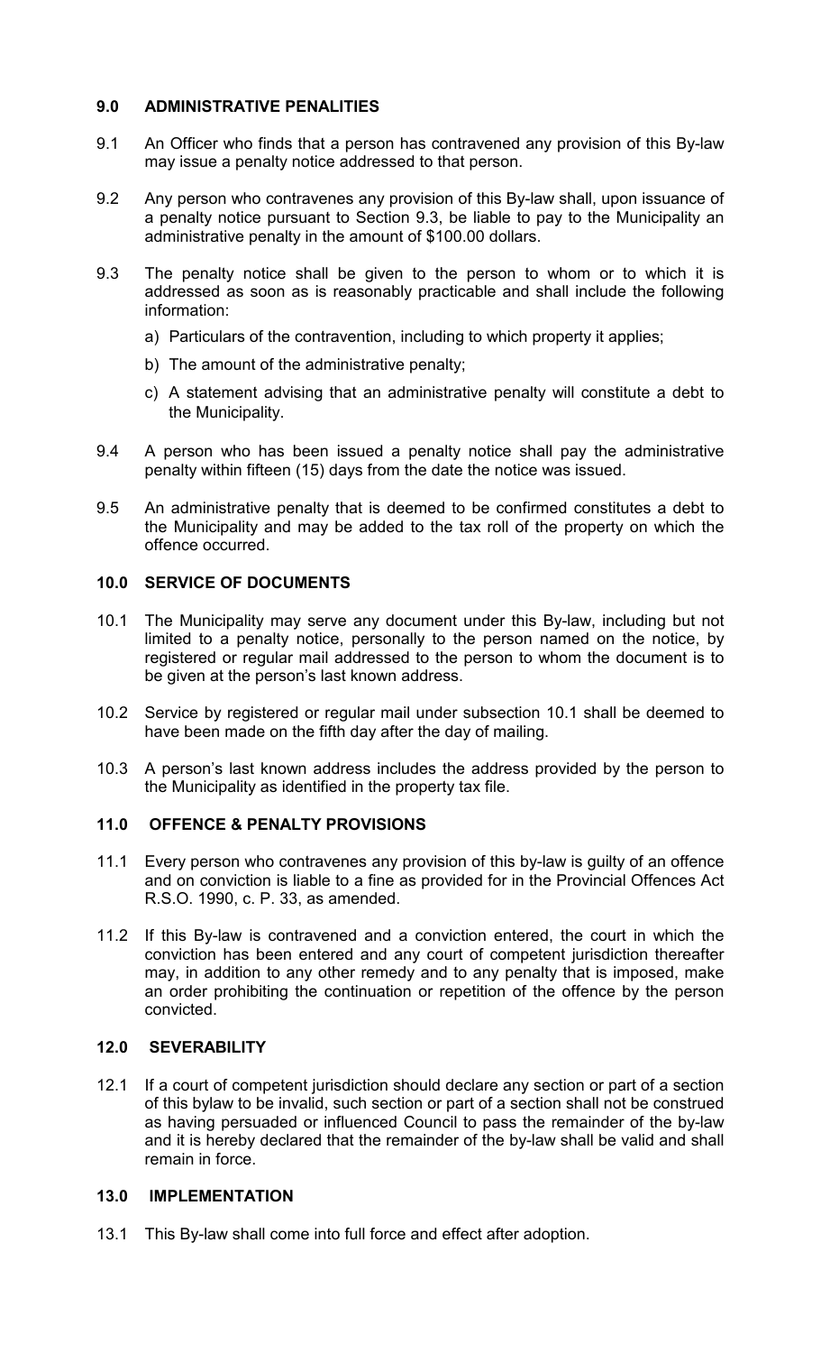## 9.0 ADMINISTRATIVE PENALITIES

9.1 An Officer who finds that a person has contravened any provision of this By-law may issue a penalty notice addressed to that person.

9.2 Any person who contravenes any provision of this By-law shall, upon issuance of a penalty notice pursuant to Section 9.3, be liable to pay to the Municipality an administrative penalty in the amount of $100.00 dollars.

9.3 The penalty notice shall be given to the person to whom or to which it is addressed as soon as is reasonably practicable and shall include the following information:

a) Particulars of the contravention, including to which property it applies;

b) The amount of the administrative penalty;

c) A statement advising that an administrative penalty will constitute a debt to the Municipality.

9.4 A person who has been issued a penalty notice shall pay the administrative penalty within fifteen (15) days from the date the notice was issued.

9.5 An administrative penalty that is deemed to be confirmed constitutes a debt to the Municipality and may be added to the tax roll of the property on which the offence occurred.

## 10.0 SERVICE OF DOCUMENTS

10.1 The Municipality may serve any document under this By-law, including but not limited to a penalty notice, personally to the person named on the notice, by registered or regular mail addressed to the person to whom the document is to be given at the person's last known address.

10.2 Service by registered or regular mail under subsection 10.1 shall be deemed to have been made on the fifth day after the day of mailing.

10.3 A person's last known address includes the address provided by the person to the Municipality as identified in the property tax file.

## 11.0 OFFENCE & PENALTY PROVISIONS

11.1 Every person who contravenes any provision of this by-law is guilty of an offence and on conviction is liable to a fine as provided for in the Provincial Offences Act R.S.O. 1990, c. P. 33, as amended.

11.2 If this By-law is contravened and a conviction entered, the court in which the conviction has been entered and any court of competent jurisdiction thereafter may, in addition to any other remedy and to any penalty that is imposed, make an order prohibiting the continuation or repetition of the offence by the person convicted.

## 12.0 SEVERABILITY

12.1 If a court of competent jurisdiction should declare any section or part of a section of this bylaw to be invalid, such section or part of a section shall not be construed as having persuaded or influenced Council to pass the remainder of the by-law and it is hereby declared that the remainder of the by-law shall be valid and shall remain in force.

## 13.0 IMPLEMENTATION

13.1 This By-law shall come into full force and effect after adoption.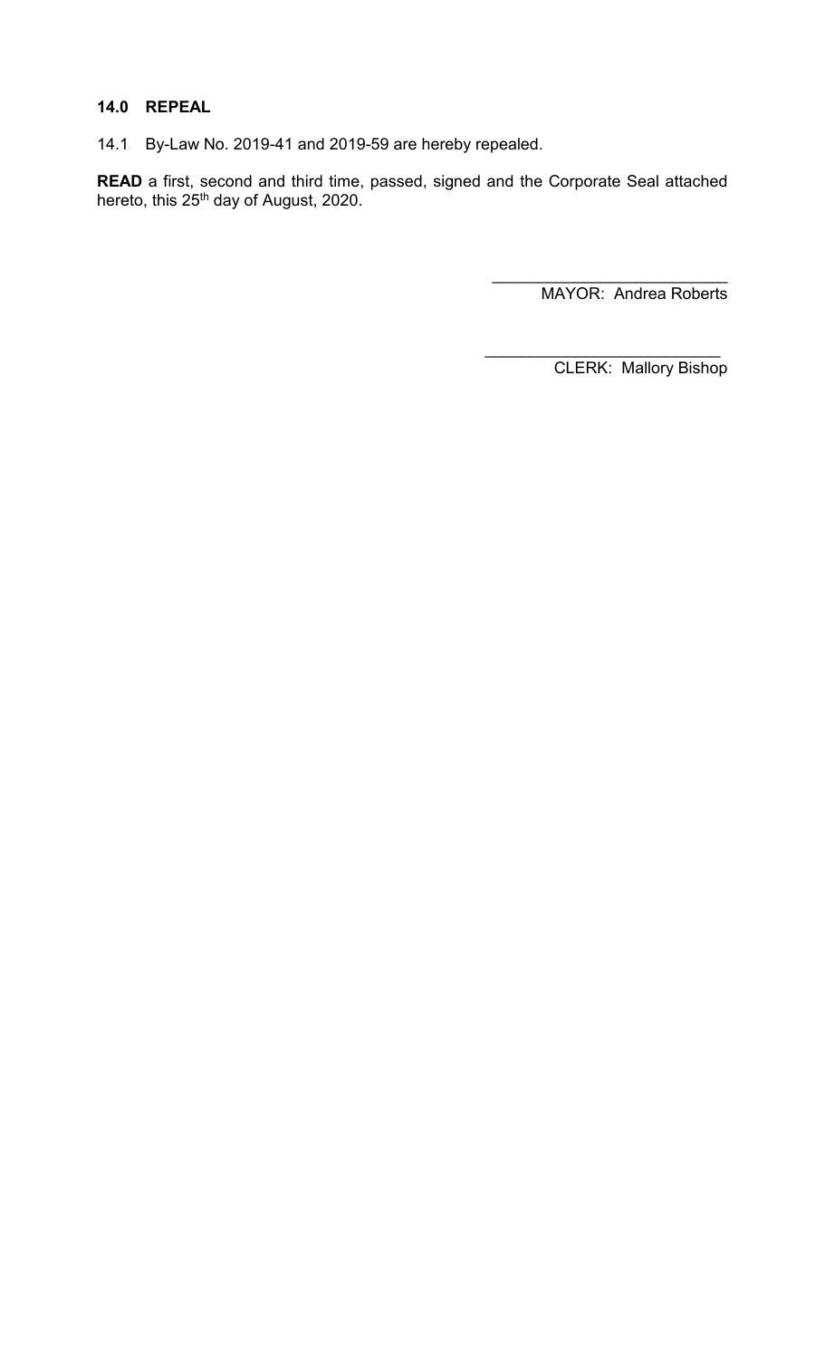## 14.0 REPEAL

14.1 By-Law No. 2019-41 and 2019-59 are hereby repealed.

**READ** a first, second and third time, passed, signed and the Corporate Seal attached hereto, this 25th day of August, 2020.

\_\_\_\_\_\_\_\_\_\_\_\_\_\_\_\_\_\_\_\_\_\_\_\_\_\_\_
MAYOR: Andrea Roberts

\_\_\_\_\_\_\_\_\_\_\_\_\_\_\_\_\_\_\_\_\_\_\_\_\_\_\_
CLERK: Mallory Bishop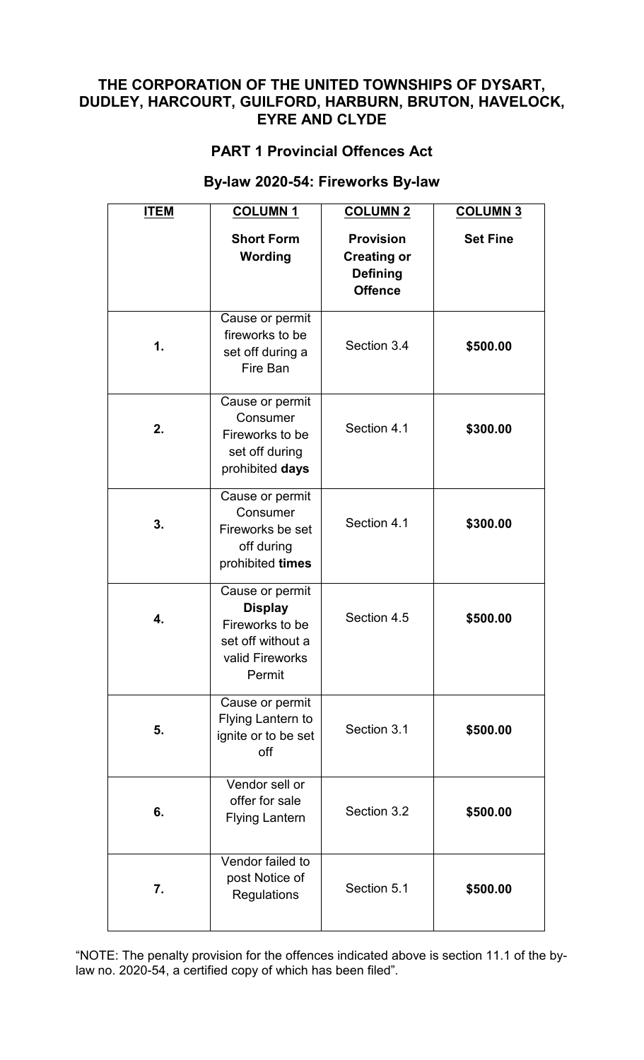## THE CORPORATION OF THE UNITED TOWNSHIPS OF DYSART, DUDLEY, HARCOURT, GUILFORD, HARBURN, BRUTON, HAVELOCK, EYRE AND CLYDE

### PART 1 Provincial Offences Act

### By-law 2020-54: Fireworks By-law

| ITEM | COLUMN 1<br>**Short Form Wording** | COLUMN 2<br>**Provision Creating or Defining Offence** | COLUMN 3<br>**Set Fine** |
|---|---|---|---|
| **1.** | Cause or permit fireworks to be set off during a Fire Ban | Section 3.4 | **$500.00** |
| **2.** | Cause or permit Consumer Fireworks to be set off during prohibited **days** | Section 4.1 | **$300.00** |
| **3.** | Cause or permit Consumer Fireworks be set off during prohibited **times** | Section 4.1 | **$300.00** |
| **4.** | Cause or permit **Display** Fireworks to be set off without a valid Fireworks Permit | Section 4.5 | **$500.00** |
| **5.** | Cause or permit Flying Lantern to ignite or to be set off | Section 3.1 | **$500.00** |
| **6.** | Vendor sell or offer for sale Flying Lantern | Section 3.2 | **$500.00** |
| **7.** | Vendor failed to post Notice of Regulations | Section 5.1 | **$500.00** |

"NOTE: The penalty provision for the offences indicated above is section 11.1 of the by-law no. 2020-54, a certified copy of which has been filed".